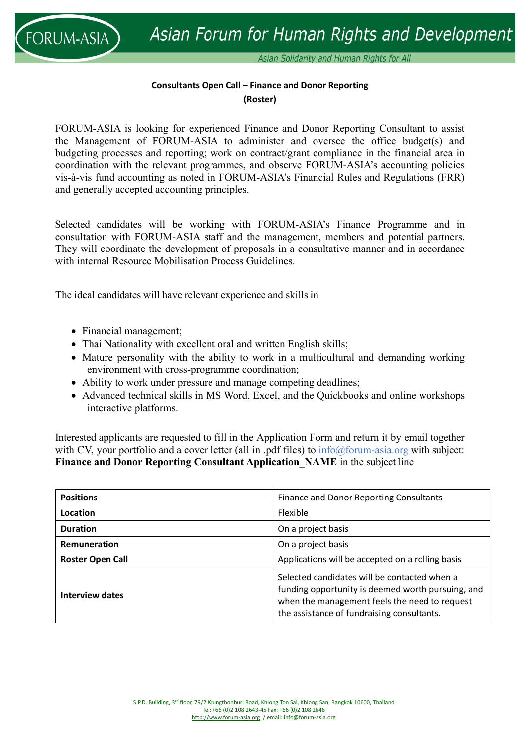**Consultants Open Call – Finance and Donor Reporting (Roster)**

FORUM-ASIA is looking for experienced Finance and Donor Reporting Consultant to assist the Management of FORUM-ASIA to administer and oversee the office budget(s) and budgeting processes and reporting; work on contract/grant compliance in the financial area in coordination with the relevant programmes, and observe FORUM-ASIA's accounting policies vis-à-vis fund accounting as noted in FORUM-ASIA's Financial Rules and Regulations (FRR) and generally accepted accounting principles.

Selected candidates will be working with FORUM-ASIA's Finance Programme and in consultation with FORUM-ASIA staff and the management, members and potential partners. They will coordinate the development of proposals in a consultative manner and in accordance with internal Resource Mobilisation Process Guidelines.

The ideal candidates will have relevant experience and skills in

- Financial management;
- Thai Nationality with excellent oral and written English skills;
- Mature personality with the ability to work in a multicultural and demanding working environment with cross-programme coordination;
- Ability to work under pressure and manage competing deadlines;
- Advanced technical skills in MS Word, Excel, and the Quickbooks and online workshops interactive platforms.

Interested applicants are requested to fill in the Application Form and return it by email together with CV, your portfolio and a cover letter (all in .pdf files) to info@forum-asia.org with subject: **Finance and Donor Reporting Consultant Application_NAME** in the subject line

| **Positions** | Finance and Donor Reporting Consultants |
|---|---|
| **Location** | Flexible |
| **Duration** | On a project basis |
| **Remuneration** | On a project basis |
| **Roster Open Call** | Applications will be accepted on a rolling basis |
| **Interview dates** | Selected candidates will be contacted when a funding opportunity is deemed worth pursuing, and when the management feels the need to request the assistance of fundraising consultants. |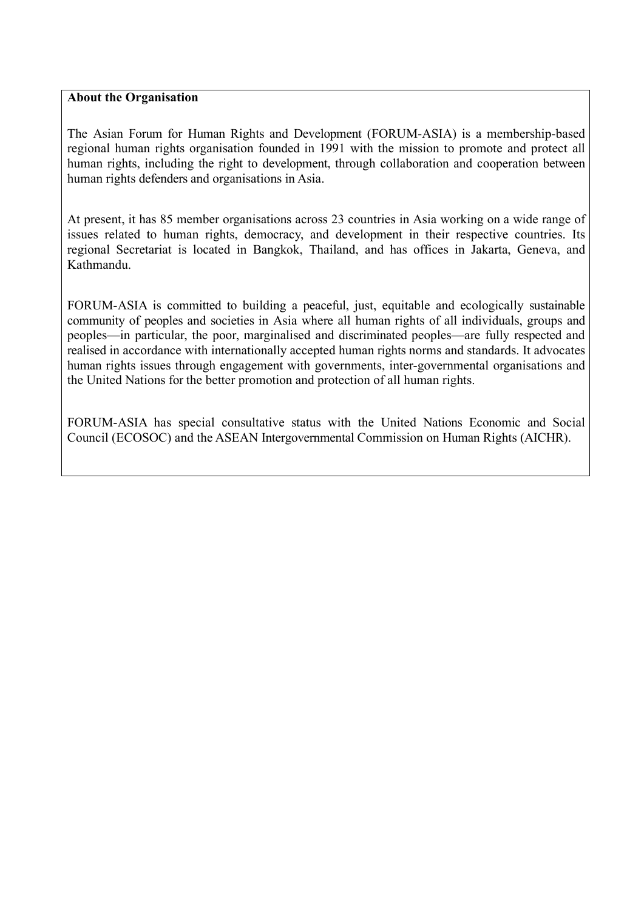**About the Organisation**

The Asian Forum for Human Rights and Development (FORUM-ASIA) is a membership-based regional human rights organisation founded in 1991 with the mission to promote and protect all human rights, including the right to development, through collaboration and cooperation between human rights defenders and organisations in Asia.

At present, it has 85 member organisations across 23 countries in Asia working on a wide range of issues related to human rights, democracy, and development in their respective countries. Its regional Secretariat is located in Bangkok, Thailand, and has offices in Jakarta, Geneva, and Kathmandu.

FORUM-ASIA is committed to building a peaceful, just, equitable and ecologically sustainable community of peoples and societies in Asia where all human rights of all individuals, groups and peoples—in particular, the poor, marginalised and discriminated peoples—are fully respected and realised in accordance with internationally accepted human rights norms and standards. It advocates human rights issues through engagement with governments, inter-governmental organisations and the United Nations for the better promotion and protection of all human rights.

FORUM-ASIA has special consultative status with the United Nations Economic and Social Council (ECOSOC) and the ASEAN Intergovernmental Commission on Human Rights (AICHR).